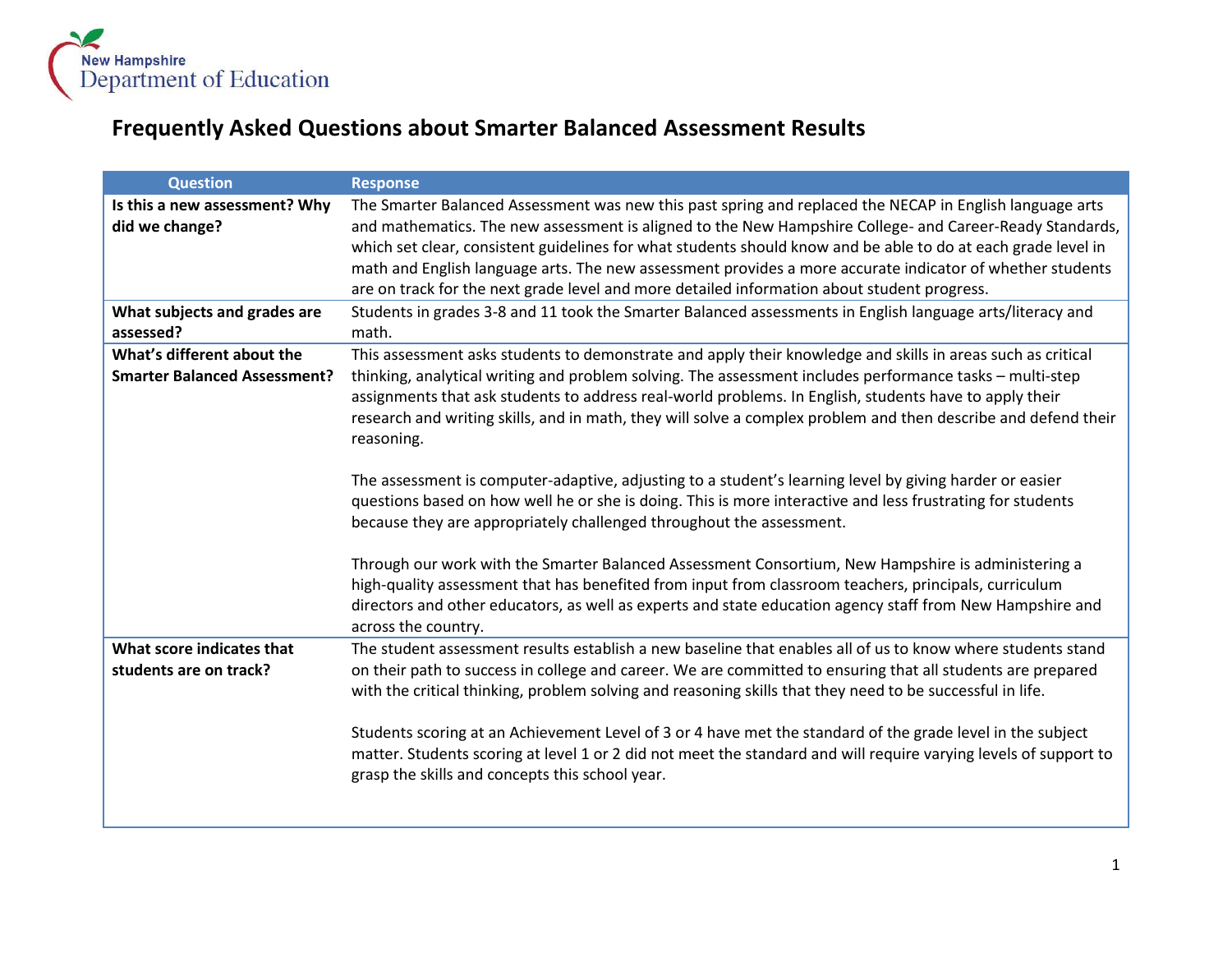New Hampshire Department of Education

# Frequently Asked Questions about Smarter Balanced Assessment Results

| Question | Response |
|---|---|
| **Is this a new assessment? Why did we change?** | The Smarter Balanced Assessment was new this past spring and replaced the NECAP in English language arts and mathematics. The new assessment is aligned to the New Hampshire College- and Career-Ready Standards, which set clear, consistent guidelines for what students should know and be able to do at each grade level in math and English language arts. The new assessment provides a more accurate indicator of whether students are on track for the next grade level and more detailed information about student progress. |
| **What subjects and grades are assessed?** | Students in grades 3-8 and 11 took the Smarter Balanced assessments in English language arts/literacy and math. |
| **What's different about the Smarter Balanced Assessment?** | This assessment asks students to demonstrate and apply their knowledge and skills in areas such as critical thinking, analytical writing and problem solving. The assessment includes performance tasks – multi-step assignments that ask students to address real-world problems. In English, students have to apply their research and writing skills, and in math, they will solve a complex problem and then describe and defend their reasoning.<br><br>The assessment is computer-adaptive, adjusting to a student's learning level by giving harder or easier questions based on how well he or she is doing. This is more interactive and less frustrating for students because they are appropriately challenged throughout the assessment.<br><br>Through our work with the Smarter Balanced Assessment Consortium, New Hampshire is administering a high-quality assessment that has benefited from input from classroom teachers, principals, curriculum directors and other educators, as well as experts and state education agency staff from New Hampshire and across the country. |
| **What score indicates that students are on track?** | The student assessment results establish a new baseline that enables all of us to know where students stand on their path to success in college and career. We are committed to ensuring that all students are prepared with the critical thinking, problem solving and reasoning skills that they need to be successful in life.<br><br>Students scoring at an Achievement Level of 3 or 4 have met the standard of the grade level in the subject matter. Students scoring at level 1 or 2 did not meet the standard and will require varying levels of support to grasp the skills and concepts this school year. |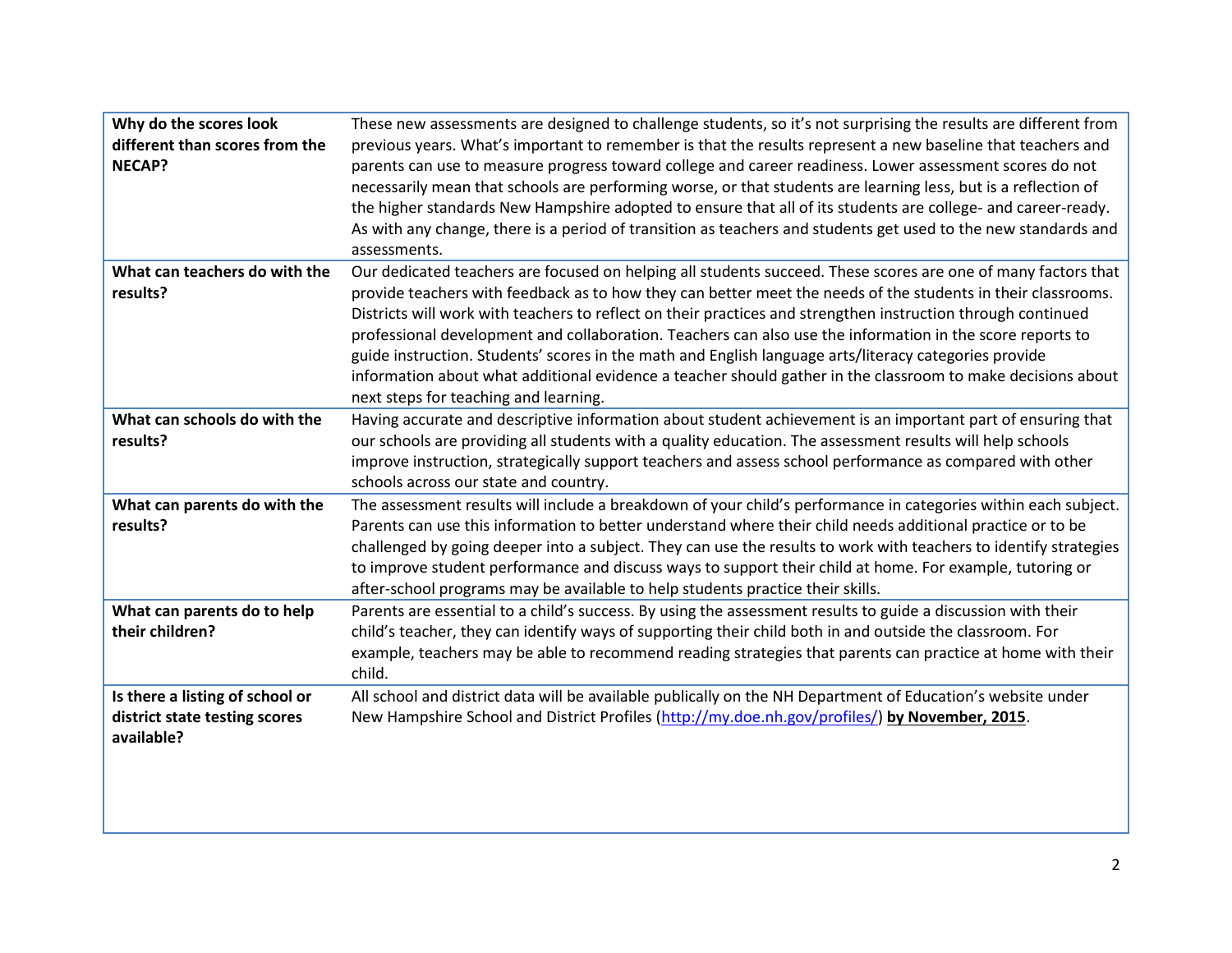| | |
|---|---|
| **Why do the scores look different than scores from the NECAP?** | These new assessments are designed to challenge students, so it's not surprising the results are different from previous years. What's important to remember is that the results represent a new baseline that teachers and parents can use to measure progress toward college and career readiness. Lower assessment scores do not necessarily mean that schools are performing worse, or that students are learning less, but is a reflection of the higher standards New Hampshire adopted to ensure that all of its students are college- and career-ready. As with any change, there is a period of transition as teachers and students get used to the new standards and assessments. |
| **What can teachers do with the results?** | Our dedicated teachers are focused on helping all students succeed. These scores are one of many factors that provide teachers with feedback as to how they can better meet the needs of the students in their classrooms. Districts will work with teachers to reflect on their practices and strengthen instruction through continued professional development and collaboration. Teachers can also use the information in the score reports to guide instruction. Students' scores in the math and English language arts/literacy categories provide information about what additional evidence a teacher should gather in the classroom to make decisions about next steps for teaching and learning. |
| **What can schools do with the results?** | Having accurate and descriptive information about student achievement is an important part of ensuring that our schools are providing all students with a quality education. The assessment results will help schools improve instruction, strategically support teachers and assess school performance as compared with other schools across our state and country. |
| **What can parents do with the results?** | The assessment results will include a breakdown of your child's performance in categories within each subject. Parents can use this information to better understand where their child needs additional practice or to be challenged by going deeper into a subject. They can use the results to work with teachers to identify strategies to improve student performance and discuss ways to support their child at home. For example, tutoring or after-school programs may be available to help students practice their skills. |
| **What can parents do to help their children?** | Parents are essential to a child's success. By using the assessment results to guide a discussion with their child's teacher, they can identify ways of supporting their child both in and outside the classroom. For example, teachers may be able to recommend reading strategies that parents can practice at home with their child. |
| **Is there a listing of school or district state testing scores available?** | All school and district data will be available publically on the NH Department of Education's website under New Hampshire School and District Profiles (http://my.doe.nh.gov/profiles/) **by November, 2015**. |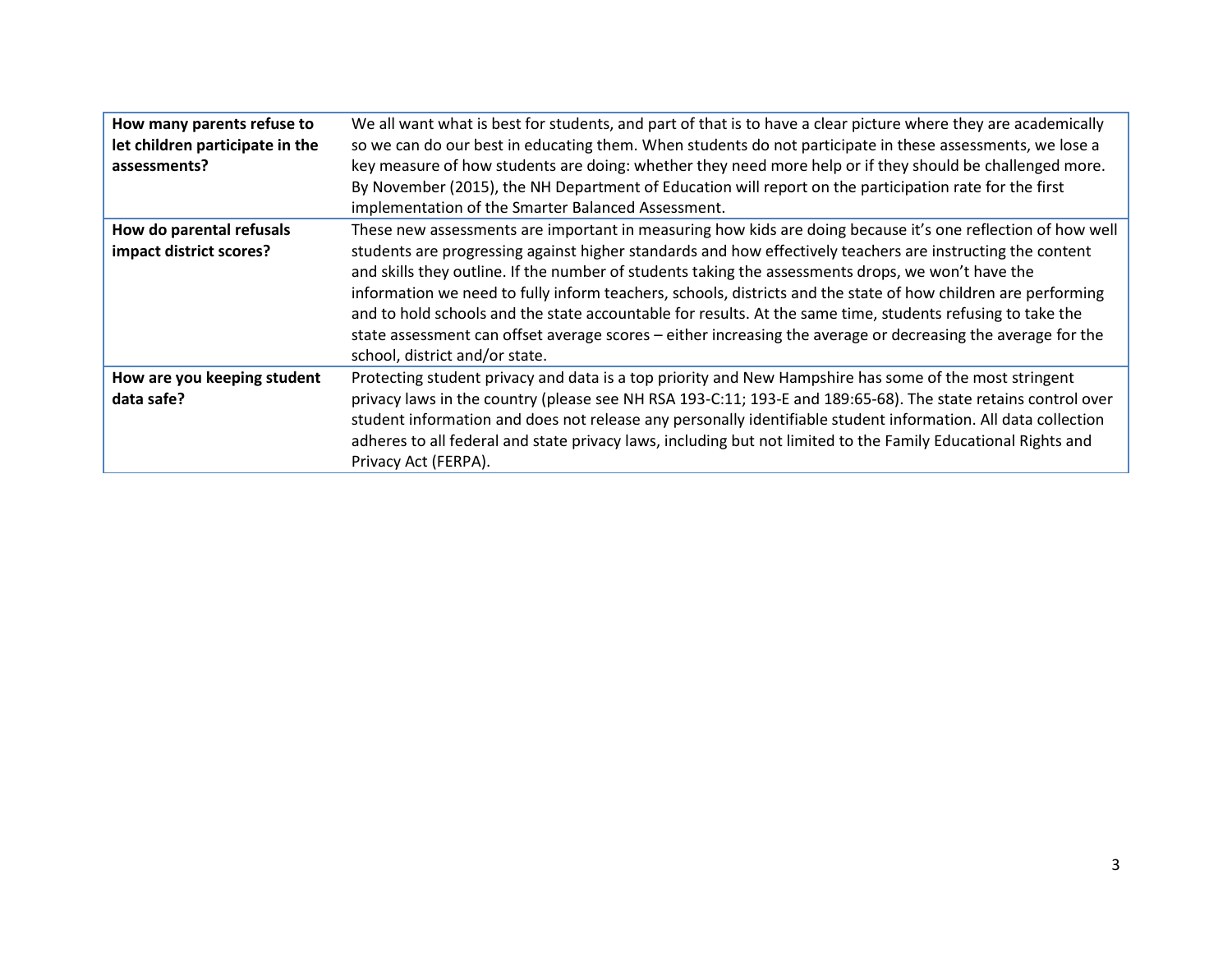| | |
|---|---|
| **How many parents refuse to let children participate in the assessments?** | We all want what is best for students, and part of that is to have a clear picture where they are academically so we can do our best in educating them. When students do not participate in these assessments, we lose a key measure of how students are doing: whether they need more help or if they should be challenged more. By November (2015), the NH Department of Education will report on the participation rate for the first implementation of the Smarter Balanced Assessment. |
| **How do parental refusals impact district scores?** | These new assessments are important in measuring how kids are doing because it's one reflection of how well students are progressing against higher standards and how effectively teachers are instructing the content and skills they outline. If the number of students taking the assessments drops, we won't have the information we need to fully inform teachers, schools, districts and the state of how children are performing and to hold schools and the state accountable for results. At the same time, students refusing to take the state assessment can offset average scores – either increasing the average or decreasing the average for the school, district and/or state. |
| **How are you keeping student data safe?** | Protecting student privacy and data is a top priority and New Hampshire has some of the most stringent privacy laws in the country (please see NH RSA 193-C:11; 193-E and 189:65-68). The state retains control over student information and does not release any personally identifiable student information. All data collection adheres to all federal and state privacy laws, including but not limited to the Family Educational Rights and Privacy Act (FERPA). |